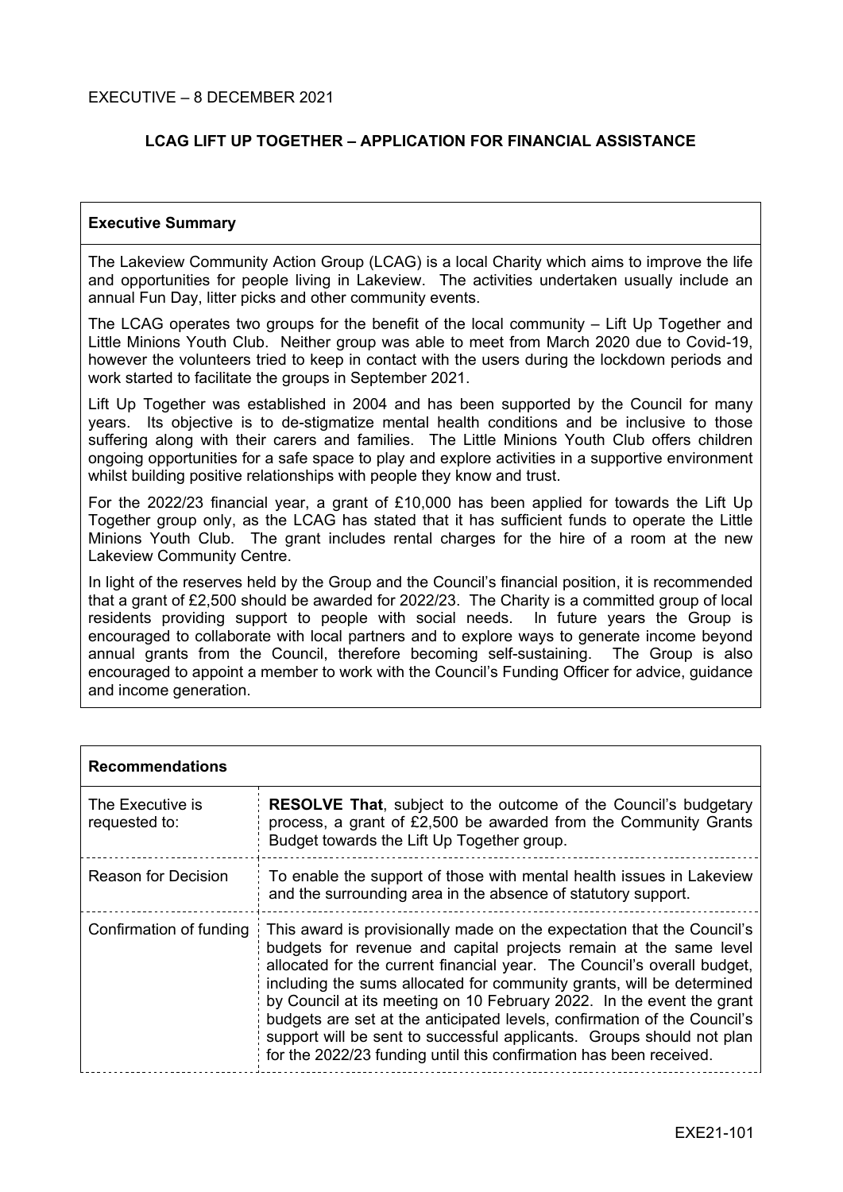EXECUTIVE – 8 DECEMBER 2021

## LCAG LIFT UP TOGETHER – APPLICATION FOR FINANCIAL ASSISTANCE

### Executive Summary

The Lakeview Community Action Group (LCAG) is a local Charity which aims to improve the life and opportunities for people living in Lakeview. The activities undertaken usually include an annual Fun Day, litter picks and other community events.

The LCAG operates two groups for the benefit of the local community – Lift Up Together and Little Minions Youth Club. Neither group was able to meet from March 2020 due to Covid-19, however the volunteers tried to keep in contact with the users during the lockdown periods and work started to facilitate the groups in September 2021.

Lift Up Together was established in 2004 and has been supported by the Council for many years. Its objective is to de-stigmatize mental health conditions and be inclusive to those suffering along with their carers and families. The Little Minions Youth Club offers children ongoing opportunities for a safe space to play and explore activities in a supportive environment whilst building positive relationships with people they know and trust.

For the 2022/23 financial year, a grant of £10,000 has been applied for towards the Lift Up Together group only, as the LCAG has stated that it has sufficient funds to operate the Little Minions Youth Club. The grant includes rental charges for the hire of a room at the new Lakeview Community Centre.

In light of the reserves held by the Group and the Council's financial position, it is recommended that a grant of £2,500 should be awarded for 2022/23. The Charity is a committed group of local residents providing support to people with social needs. In future years the Group is encouraged to collaborate with local partners and to explore ways to generate income beyond annual grants from the Council, therefore becoming self-sustaining. The Group is also encouraged to appoint a member to work with the Council's Funding Officer for advice, guidance and income generation.

### Recommendations

| | |
|---|---|
| The Executive is requested to: | **RESOLVE That**, subject to the outcome of the Council's budgetary process, a grant of £2,500 be awarded from the Community Grants Budget towards the Lift Up Together group. |
| Reason for Decision | To enable the support of those with mental health issues in Lakeview and the surrounding area in the absence of statutory support. |
| Confirmation of funding | This award is provisionally made on the expectation that the Council's budgets for revenue and capital projects remain at the same level allocated for the current financial year. The Council's overall budget, including the sums allocated for community grants, will be determined by Council at its meeting on 10 February 2022. In the event the grant budgets are set at the anticipated levels, confirmation of the Council's support will be sent to successful applicants. Groups should not plan for the 2022/23 funding until this confirmation has been received. |

EXE21-101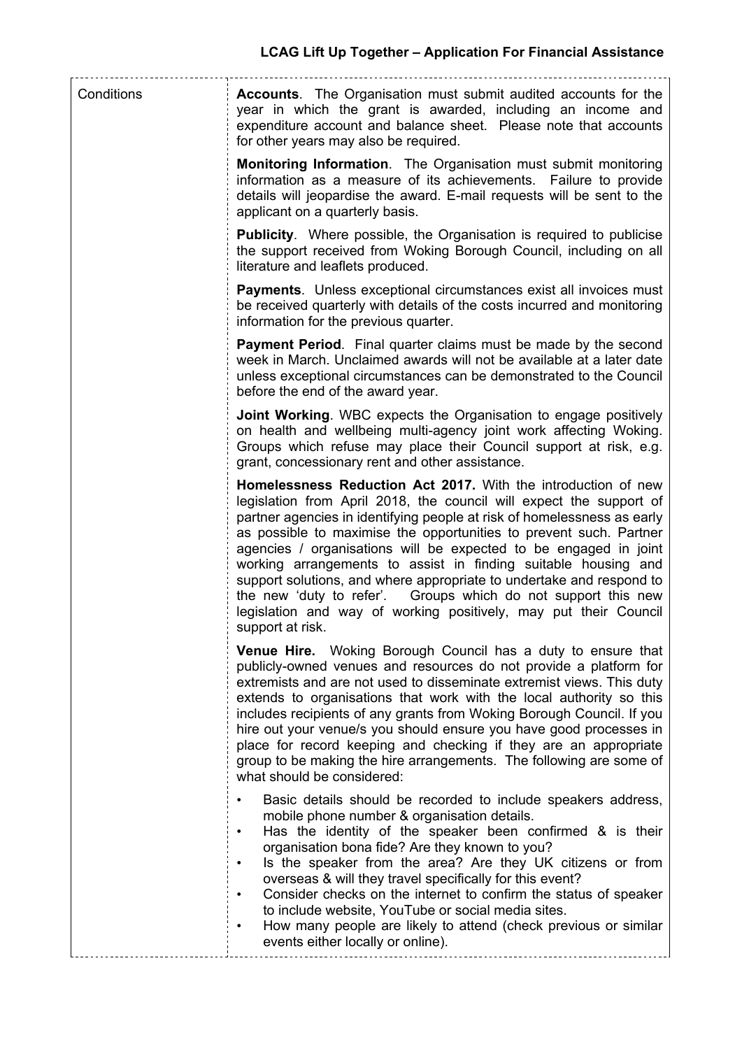| Conditions | **Accounts**. The Organisation must submit audited accounts for the year in which the grant is awarded, including an income and expenditure account and balance sheet. Please note that accounts for other years may also be required.<br><br>**Monitoring Information**. The Organisation must submit monitoring information as a measure of its achievements. Failure to provide details will jeopardise the award. E-mail requests will be sent to the applicant on a quarterly basis.<br><br>**Publicity**. Where possible, the Organisation is required to publicise the support received from Woking Borough Council, including on all literature and leaflets produced.<br><br>**Payments**. Unless exceptional circumstances exist all invoices must be received quarterly with details of the costs incurred and monitoring information for the previous quarter.<br><br>**Payment Period**. Final quarter claims must be made by the second week in March. Unclaimed awards will not be available at a later date unless exceptional circumstances can be demonstrated to the Council before the end of the award year.<br><br>**Joint Working**. WBC expects the Organisation to engage positively on health and wellbeing multi-agency joint work affecting Woking. Groups which refuse may place their Council support at risk, e.g. grant, concessionary rent and other assistance.<br><br>**Homelessness Reduction Act 2017.** With the introduction of new legislation from April 2018, the council will expect the support of partner agencies in identifying people at risk of homelessness as early as possible to maximise the opportunities to prevent such. Partner agencies / organisations will be expected to be engaged in joint working arrangements to assist in finding suitable housing and support solutions, and where appropriate to undertake and respond to the new 'duty to refer'. Groups which do not support this new legislation and way of working positively, may put their Council support at risk.<br><br>**Venue Hire.** Woking Borough Council has a duty to ensure that publicly-owned venues and resources do not provide a platform for extremists and are not used to disseminate extremist views. This duty extends to organisations that work with the local authority so this includes recipients of any grants from Woking Borough Council. If you hire out your venue/s you should ensure you have good processes in place for record keeping and checking if they are an appropriate group to be making the hire arrangements. The following are some of what should be considered:<br><br>• Basic details should be recorded to include speakers address, mobile phone number & organisation details.<br>• Has the identity of the speaker been confirmed & is their organisation bona fide? Are they known to you?<br>• Is the speaker from the area? Are they UK citizens or from overseas & will they travel specifically for this event?<br>• Consider checks on the internet to confirm the status of speaker to include website, YouTube or social media sites.<br>• How many people are likely to attend (check previous or similar events either locally or online). |
|---|---|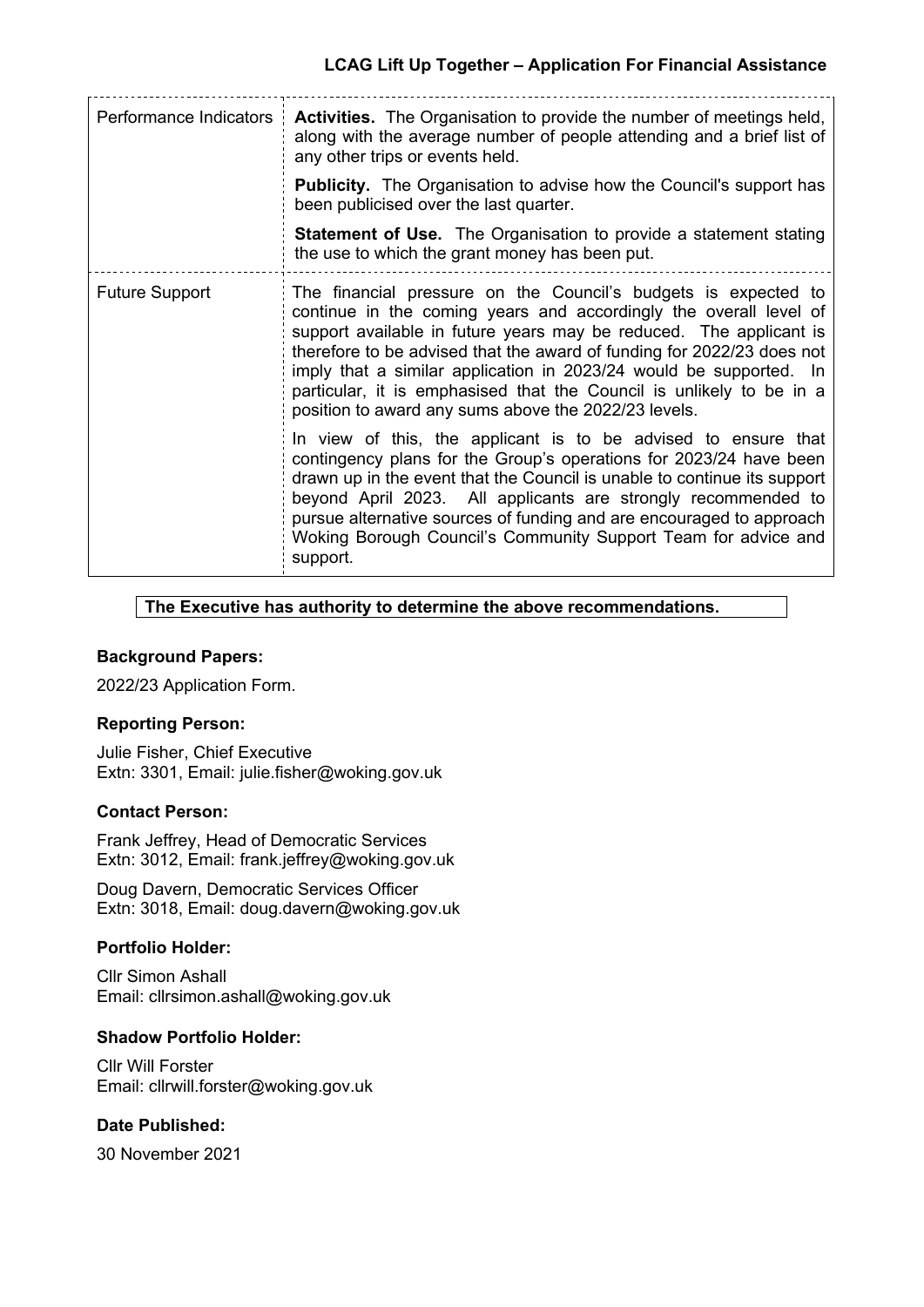| | |
|---|---|
| Performance Indicators | **Activities.** The Organisation to provide the number of meetings held, along with the average number of people attending and a brief list of any other trips or events held.<br><br>**Publicity.** The Organisation to advise how the Council's support has been publicised over the last quarter.<br><br>**Statement of Use.** The Organisation to provide a statement stating the use to which the grant money has been put. |
| Future Support | The financial pressure on the Council's budgets is expected to continue in the coming years and accordingly the overall level of support available in future years may be reduced. The applicant is therefore to be advised that the award of funding for 2022/23 does not imply that a similar application in 2023/24 would be supported. In particular, it is emphasised that the Council is unlikely to be in a position to award any sums above the 2022/23 levels.<br><br>In view of this, the applicant is to be advised to ensure that contingency plans for the Group's operations for 2023/24 have been drawn up in the event that the Council is unable to continue its support beyond April 2023. All applicants are strongly recommended to pursue alternative sources of funding and are encouraged to approach Woking Borough Council's Community Support Team for advice and support. |

**The Executive has authority to determine the above recommendations.**

### Background Papers:

2022/23 Application Form.

### Reporting Person:

Julie Fisher, Chief Executive
Extn: 3301, Email: julie.fisher@woking.gov.uk

### Contact Person:

Frank Jeffrey, Head of Democratic Services
Extn: 3012, Email: frank.jeffrey@woking.gov.uk

Doug Davern, Democratic Services Officer
Extn: 3018, Email: doug.davern@woking.gov.uk

### Portfolio Holder:

Cllr Simon Ashall
Email: cllrsimon.ashall@woking.gov.uk

### Shadow Portfolio Holder:

Cllr Will Forster
Email: cllrwill.forster@woking.gov.uk

### Date Published:

30 November 2021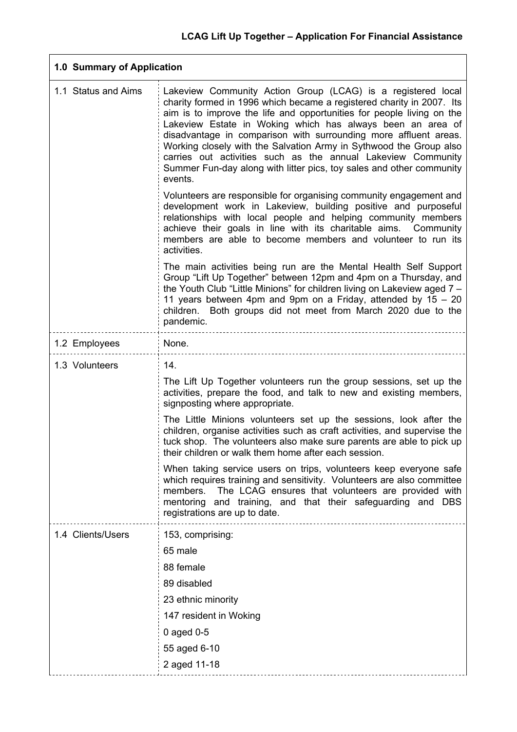## LCAG Lift Up Together – Application For Financial Assistance

| **1.0 Summary of Application** | |
|---|---|
| 1.1 Status and Aims | Lakeview Community Action Group (LCAG) is a registered local charity formed in 1996 which became a registered charity in 2007. Its aim is to improve the life and opportunities for people living on the Lakeview Estate in Woking which has always been an area of disadvantage in comparison with surrounding more affluent areas. Working closely with the Salvation Army in Sythwood the Group also carries out activities such as the annual Lakeview Community Summer Fun-day along with litter pics, toy sales and other community events.<br><br>Volunteers are responsible for organising community engagement and development work in Lakeview, building positive and purposeful relationships with local people and helping community members achieve their goals in line with its charitable aims. Community members are able to become members and volunteer to run its activities.<br><br>The main activities being run are the Mental Health Self Support Group "Lift Up Together" between 12pm and 4pm on a Thursday, and the Youth Club "Little Minions" for children living on Lakeview aged 7 – 11 years between 4pm and 9pm on a Friday, attended by 15 – 20 children. Both groups did not meet from March 2020 due to the pandemic. |
| 1.2 Employees | None. |
| 1.3 Volunteers | 14.<br><br>The Lift Up Together volunteers run the group sessions, set up the activities, prepare the food, and talk to new and existing members, signposting where appropriate.<br><br>The Little Minions volunteers set up the sessions, look after the children, organise activities such as craft activities, and supervise the tuck shop. The volunteers also make sure parents are able to pick up their children or walk them home after each session.<br><br>When taking service users on trips, volunteers keep everyone safe which requires training and sensitivity. Volunteers are also committee members. The LCAG ensures that volunteers are provided with mentoring and training, and that their safeguarding and DBS registrations are up to date. |
| 1.4 Clients/Users | 153, comprising:<br><br>65 male<br><br>88 female<br><br>89 disabled<br><br>23 ethnic minority<br><br>147 resident in Woking<br><br>0 aged 0-5<br><br>55 aged 6-10<br><br>2 aged 11-18 |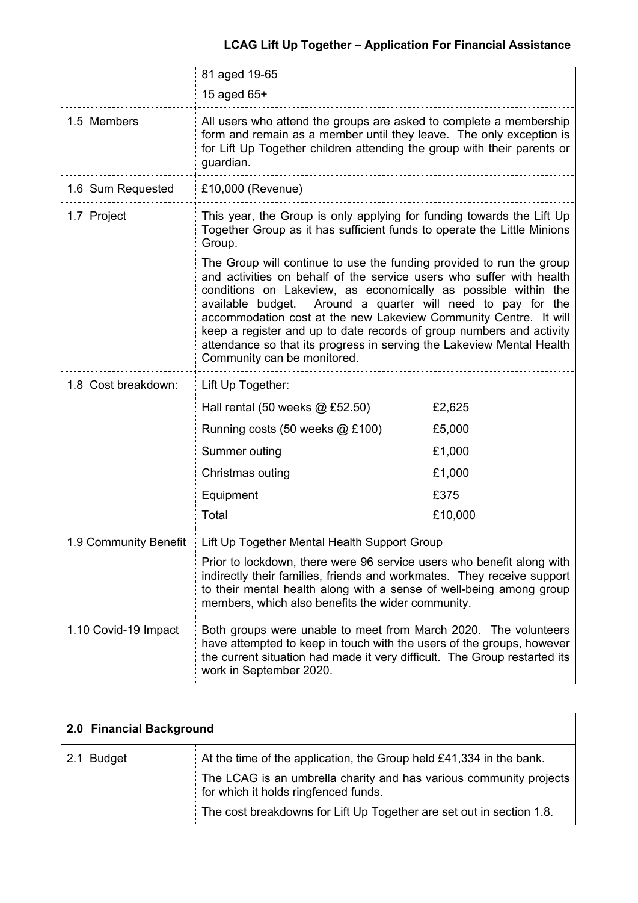| | |
|---|---|
| | 81 aged 19-65<br>15 aged 65+ |
| 1.5 Members | All users who attend the groups are asked to complete a membership form and remain as a member until they leave. The only exception is for Lift Up Together children attending the group with their parents or guardian. |
| 1.6 Sum Requested | £10,000 (Revenue) |
| 1.7 Project | This year, the Group is only applying for funding towards the Lift Up Together Group as it has sufficient funds to operate the Little Minions Group.<br><br>The Group will continue to use the funding provided to run the group and activities on behalf of the service users who suffer with health conditions on Lakeview, as economically as possible within the available budget. Around a quarter will need to pay for the accommodation cost at the new Lakeview Community Centre. It will keep a register and up to date records of group numbers and activity attendance so that its progress in serving the Lakeview Mental Health Community can be monitored. |
| 1.8 Cost breakdown: | Lift Up Together:<br>Hall rental (50 weeks @ £52.50) — £2,625<br>Running costs (50 weeks @ £100) — £5,000<br>Summer outing — £1,000<br>Christmas outing — £1,000<br>Equipment — £375<br>Total — £10,000 |
| 1.9 Community Benefit | Lift Up Together Mental Health Support Group<br><br>Prior to lockdown, there were 96 service users who benefit along with indirectly their families, friends and workmates. They receive support to their mental health along with a sense of well-being among group members, which also benefits the wider community. |
| 1.10 Covid-19 Impact | Both groups were unable to meet from March 2020. The volunteers have attempted to keep in touch with the users of the groups, however the current situation had made it very difficult. The Group restarted its work in September 2020. |

| 2.0 Financial Background | |
|---|---|
| 2.1 Budget | At the time of the application, the Group held £41,334 in the bank.<br><br>The LCAG is an umbrella charity and has various community projects for which it holds ringfenced funds.<br><br>The cost breakdowns for Lift Up Together are set out in section 1.8. |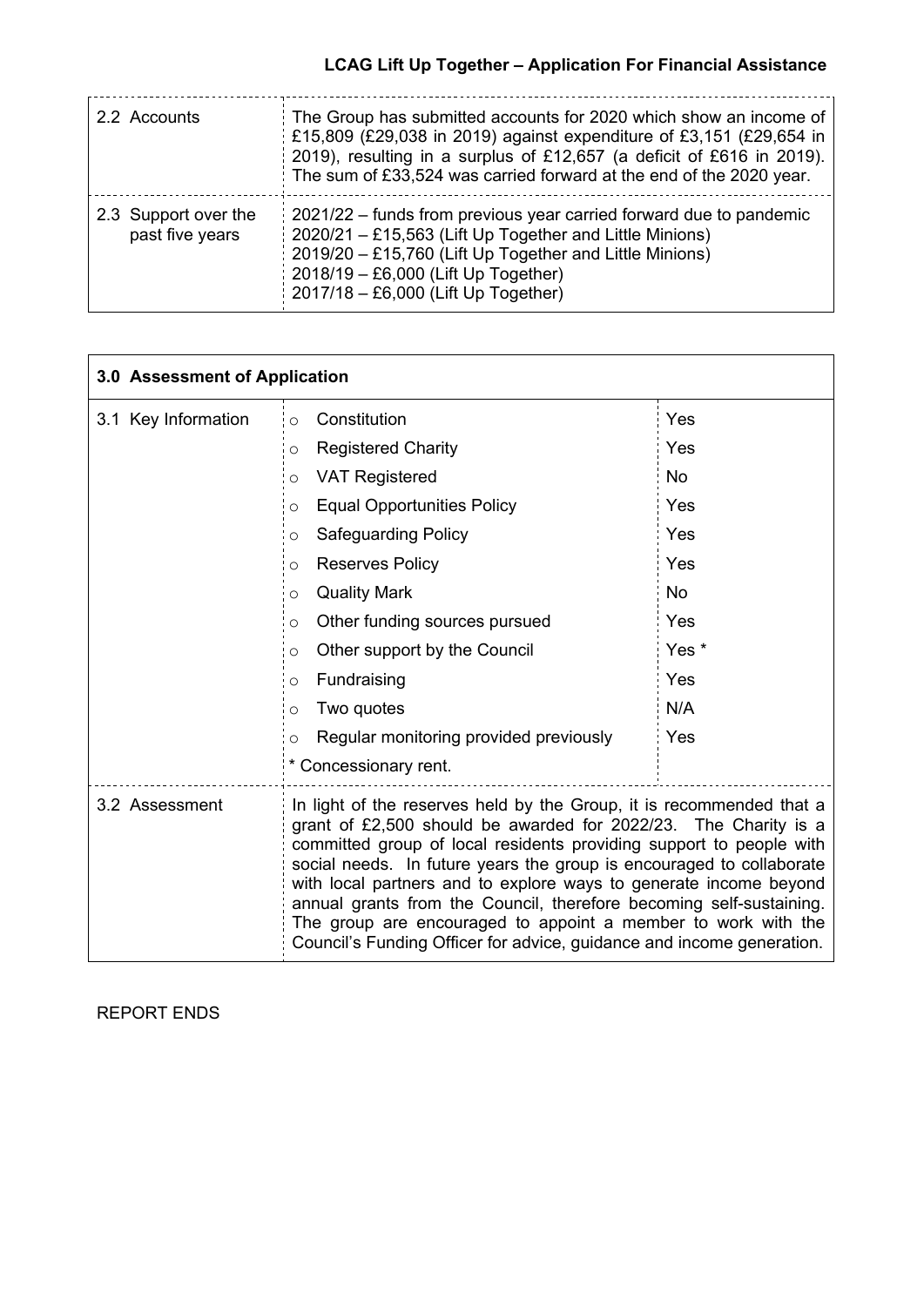| | |
|---|---|
| 2.2 Accounts | The Group has submitted accounts for 2020 which show an income of £15,809 (£29,038 in 2019) against expenditure of £3,151 (£29,654 in 2019), resulting in a surplus of £12,657 (a deficit of £616 in 2019). The sum of £33,524 was carried forward at the end of the 2020 year. |
| 2.3 Support over the past five years | 2021/22 – funds from previous year carried forward due to pandemic<br>2020/21 – £15,563 (Lift Up Together and Little Minions)<br>2019/20 – £15,760 (Lift Up Together and Little Minions)<br>2018/19 – £6,000 (Lift Up Together)<br>2017/18 – £6,000 (Lift Up Together) |

**3.0 Assessment of Application**

| | | |
|---|---|---|
| 3.1 Key Information | Constitution | Yes |
| | Registered Charity | Yes |
| | VAT Registered | No |
| | Equal Opportunities Policy | Yes |
| | Safeguarding Policy | Yes |
| | Reserves Policy | Yes |
| | Quality Mark | No |
| | Other funding sources pursued | Yes |
| | Other support by the Council | Yes * |
| | Fundraising | Yes |
| | Two quotes | N/A |
| | Regular monitoring provided previously | Yes |
| | * Concessionary rent. | |
| 3.2 Assessment | In light of the reserves held by the Group, it is recommended that a grant of £2,500 should be awarded for 2022/23. The Charity is a committed group of local residents providing support to people with social needs. In future years the group is encouraged to collaborate with local partners and to explore ways to generate income beyond annual grants from the Council, therefore becoming self-sustaining. The group are encouraged to appoint a member to work with the Council's Funding Officer for advice, guidance and income generation. | |

REPORT ENDS